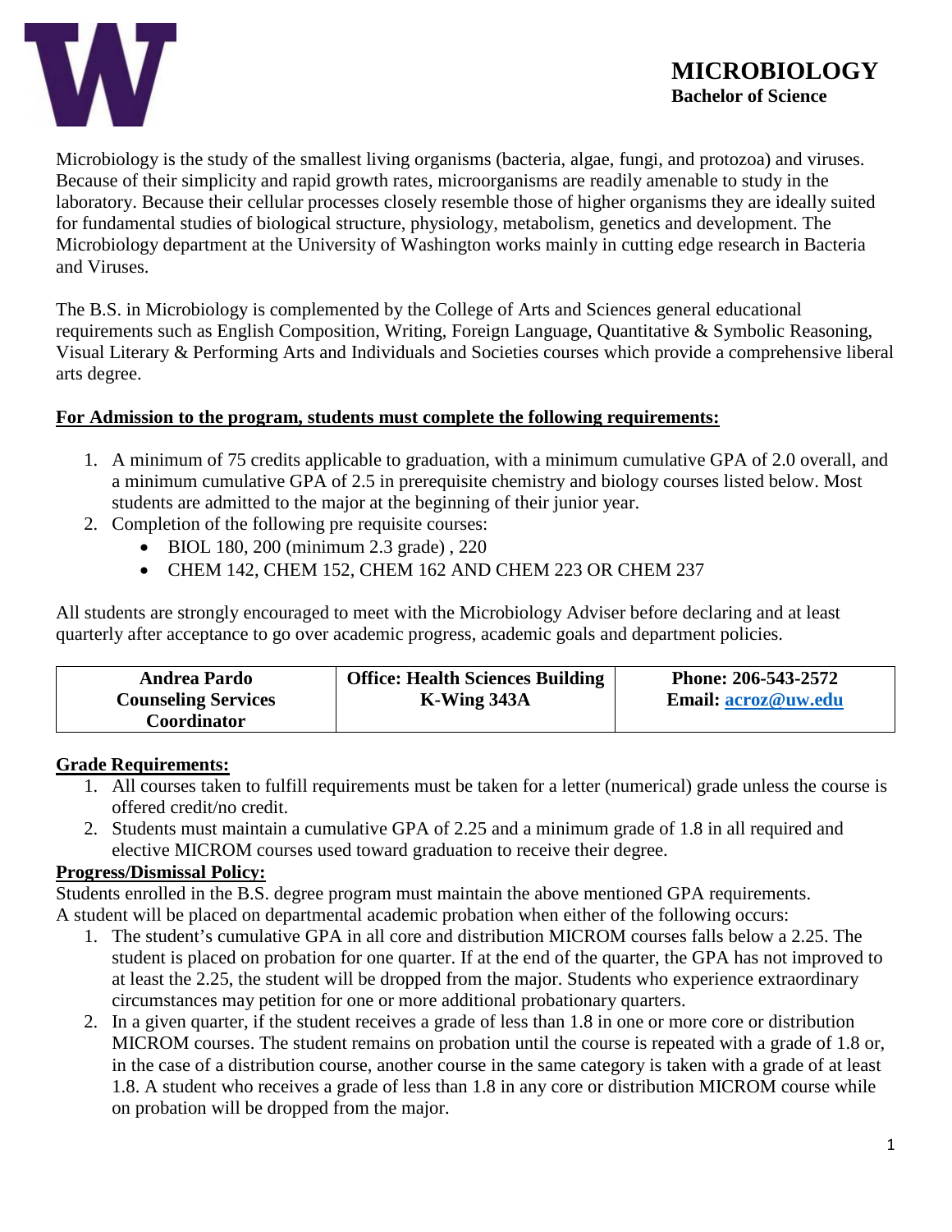# MICROBIOLOGY

**Bachelor of Science**

Microbiology is the study of the smallest living organisms (bacteria, algae, fungi, and protozoa) and viruses. Because of their simplicity and rapid growth rates, microorganisms are readily amenable to study in the laboratory. Because their cellular processes closely resemble those of higher organisms they are ideally suited for fundamental studies of biological structure, physiology, metabolism, genetics and development. The Microbiology department at the University of Washington works mainly in cutting edge research in Bacteria and Viruses.

The B.S. in Microbiology is complemented by the College of Arts and Sciences general educational requirements such as English Composition, Writing, Foreign Language, Quantitative & Symbolic Reasoning, Visual Literary & Performing Arts and Individuals and Societies courses which provide a comprehensive liberal arts degree.

**For Admission to the program, students must complete the following requirements:**

1. A minimum of 75 credits applicable to graduation, with a minimum cumulative GPA of 2.0 overall, and a minimum cumulative GPA of 2.5 in prerequisite chemistry and biology courses listed below. Most students are admitted to the major at the beginning of their junior year.
2. Completion of the following pre requisite courses:
   - BIOL 180, 200 (minimum 2.3 grade) , 220
   - CHEM 142, CHEM 152, CHEM 162 AND CHEM 223 OR CHEM 237

All students are strongly encouraged to meet with the Microbiology Adviser before declaring and at least quarterly after acceptance to go over academic progress, academic goals and department policies.

| **Andrea Pardo Counseling Services Coordinator** | **Office: Health Sciences Building K-Wing 343A** | **Phone: 206-543-2572 Email: acroz@uw.edu** |
|---|---|---|

**Grade Requirements:**

1. All courses taken to fulfill requirements must be taken for a letter (numerical) grade unless the course is offered credit/no credit.
2. Students must maintain a cumulative GPA of 2.25 and a minimum grade of 1.8 in all required and elective MICROM courses used toward graduation to receive their degree.

**Progress/Dismissal Policy:**

Students enrolled in the B.S. degree program must maintain the above mentioned GPA requirements.
A student will be placed on departmental academic probation when either of the following occurs:

1. The student's cumulative GPA in all core and distribution MICROM courses falls below a 2.25. The student is placed on probation for one quarter. If at the end of the quarter, the GPA has not improved to at least the 2.25, the student will be dropped from the major. Students who experience extraordinary circumstances may petition for one or more additional probationary quarters.
2. In a given quarter, if the student receives a grade of less than 1.8 in one or more core or distribution MICROM courses. The student remains on probation until the course is repeated with a grade of 1.8 or, in the case of a distribution course, another course in the same category is taken with a grade of at least 1.8. A student who receives a grade of less than 1.8 in any core or distribution MICROM course while on probation will be dropped from the major.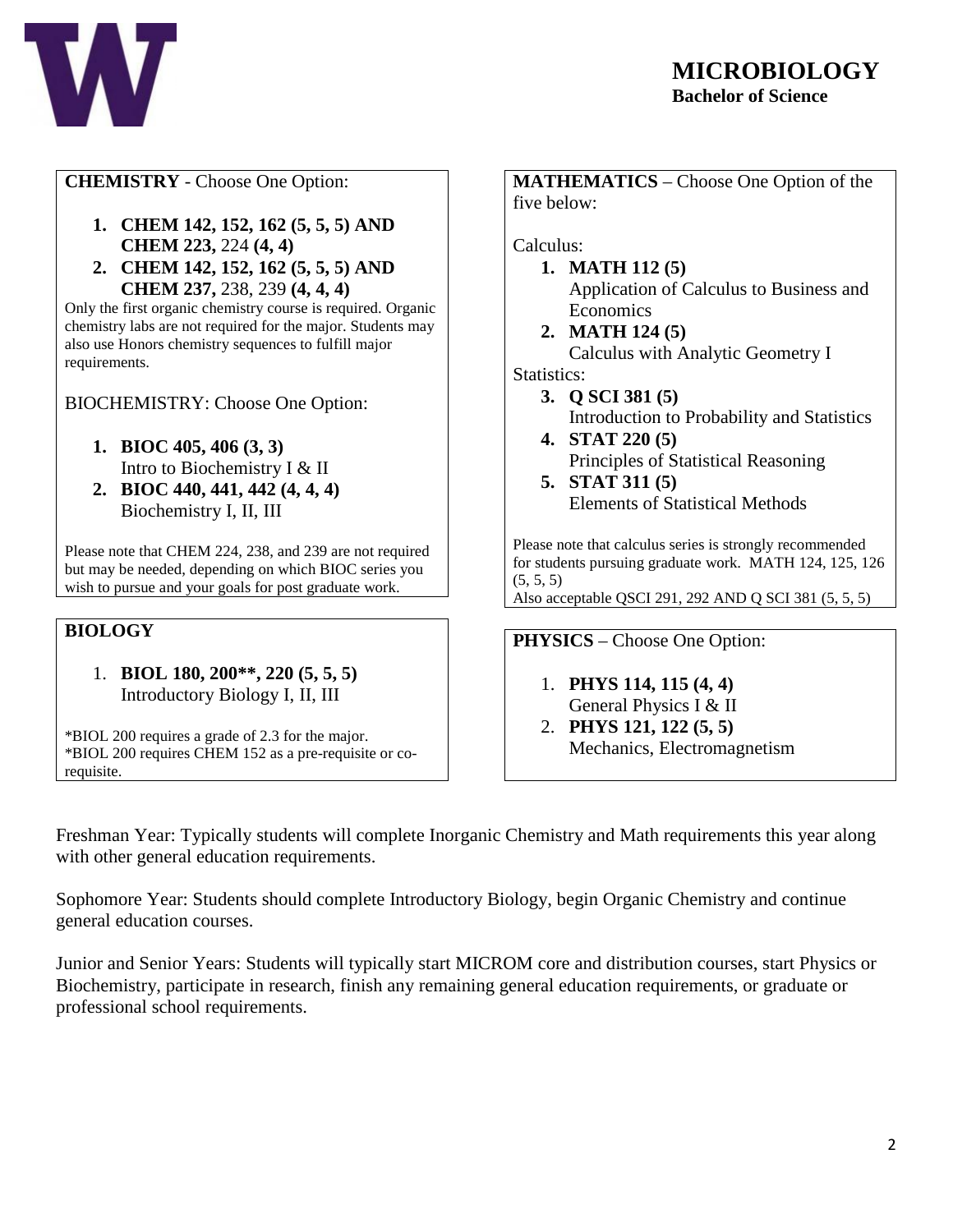# MICROBIOLOGY

**Bachelor of Science**

**CHEMISTRY** - Choose One Option:

1. **CHEM 142, 152, 162 (5, 5, 5) AND CHEM 223,** 224 **(4, 4)**
2. **CHEM 142, 152, 162 (5, 5, 5) AND CHEM 237,** 238, 239 **(4, 4, 4)**

Only the first organic chemistry course is required. Organic chemistry labs are not required for the major. Students may also use Honors chemistry sequences to fulfill major requirements.

BIOCHEMISTRY: Choose One Option:

1. **BIOC 405, 406 (3, 3)**
   Intro to Biochemistry I & II
2. **BIOC 440, 441, 442 (4, 4, 4)**
   Biochemistry I, II, III

Please note that CHEM 224, 238, and 239 are not required but may be needed, depending on which BIOC series you wish to pursue and your goals for post graduate work.

**BIOLOGY**

1. **BIOL 180, 200**, 220 (5, 5, 5)**
   Introductory Biology I, II, III

*BIOL 200 requires a grade of 2.3 for the major.
*BIOL 200 requires CHEM 152 as a pre-requisite or co-requisite.

**MATHEMATICS** – Choose One Option of the five below:

Calculus:

1. **MATH 112 (5)**
   Application of Calculus to Business and Economics
2. **MATH 124 (5)**
   Calculus with Analytic Geometry I

Statistics:

3. **Q SCI 381 (5)**
   Introduction to Probability and Statistics
4. **STAT 220 (5)**
   Principles of Statistical Reasoning
5. **STAT 311 (5)**
   Elements of Statistical Methods

Please note that calculus series is strongly recommended for students pursuing graduate work. MATH 124, 125, 126 (5, 5, 5)
Also acceptable QSCI 291, 292 AND Q SCI 381 (5, 5, 5)

**PHYSICS** – Choose One Option:

1. **PHYS 114, 115 (4, 4)**
   General Physics I & II
2. **PHYS 121, 122 (5, 5)**
   Mechanics, Electromagnetism

Freshman Year: Typically students will complete Inorganic Chemistry and Math requirements this year along with other general education requirements.

Sophomore Year: Students should complete Introductory Biology, begin Organic Chemistry and continue general education courses.

Junior and Senior Years: Students will typically start MICROM core and distribution courses, start Physics or Biochemistry, participate in research, finish any remaining general education requirements, or graduate or professional school requirements.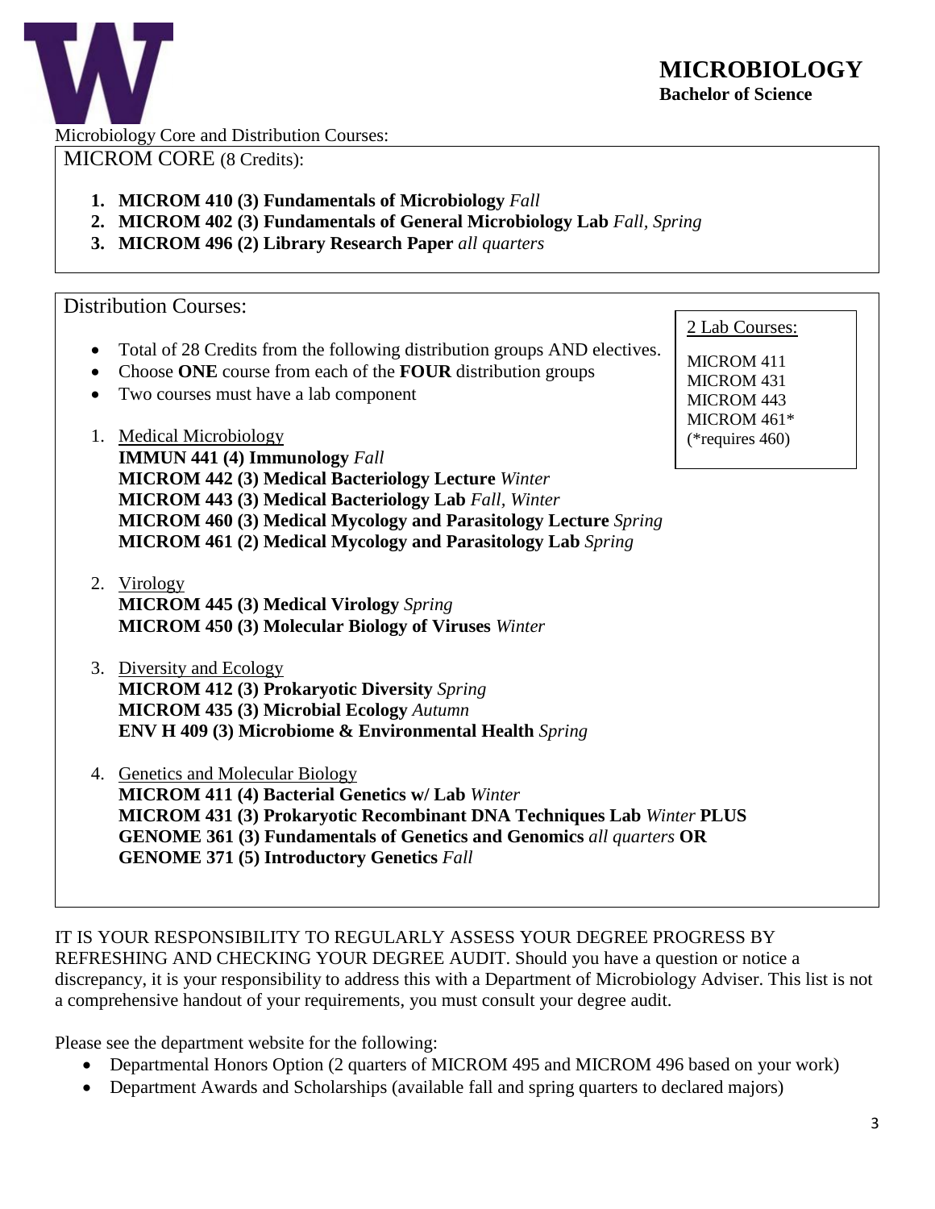# MICROBIOLOGY

**Bachelor of Science**

Microbiology Core and Distribution Courses:

## MICROM CORE (8 Credits):

1. **MICROM 410 (3) Fundamentals of Microbiology** *Fall*
2. **MICROM 402 (3) Fundamentals of General Microbiology Lab** *Fall, Spring*
3. **MICROM 496 (2) Library Research Paper** *all quarters*

## Distribution Courses:

- Total of 28 Credits from the following distribution groups AND electives.
- Choose **ONE** course from each of the **FOUR** distribution groups
- Two courses must have a lab component

2 Lab Courses:

MICROM 411
MICROM 431
MICROM 443
MICROM 461*
(*requires 460)

1. Medical Microbiology
   **IMMUN 441 (4) Immunology** *Fall*
   **MICROM 442 (3) Medical Bacteriology Lecture** *Winter*
   **MICROM 443 (3) Medical Bacteriology Lab** *Fall, Winter*
   **MICROM 460 (3) Medical Mycology and Parasitology Lecture** *Spring*
   **MICROM 461 (2) Medical Mycology and Parasitology Lab** *Spring*

2. Virology
   **MICROM 445 (3) Medical Virology** *Spring*
   **MICROM 450 (3) Molecular Biology of Viruses** *Winter*

3. Diversity and Ecology
   **MICROM 412 (3) Prokaryotic Diversity** *Spring*
   **MICROM 435 (3) Microbial Ecology** *Autumn*
   **ENV H 409 (3) Microbiome & Environmental Health** *Spring*

4. Genetics and Molecular Biology
   **MICROM 411 (4) Bacterial Genetics w/ Lab** *Winter*
   **MICROM 431 (3) Prokaryotic Recombinant DNA Techniques Lab** *Winter* **PLUS**
   **GENOME 361 (3) Fundamentals of Genetics and Genomics** *all quarters* **OR**
   **GENOME 371 (5) Introductory Genetics** *Fall*

IT IS YOUR RESPONSIBILITY TO REGULARLY ASSESS YOUR DEGREE PROGRESS BY REFRESHING AND CHECKING YOUR DEGREE AUDIT. Should you have a question or notice a discrepancy, it is your responsibility to address this with a Department of Microbiology Adviser. This list is not a comprehensive handout of your requirements, you must consult your degree audit.

Please see the department website for the following:

- Departmental Honors Option (2 quarters of MICROM 495 and MICROM 496 based on your work)
- Department Awards and Scholarships (available fall and spring quarters to declared majors)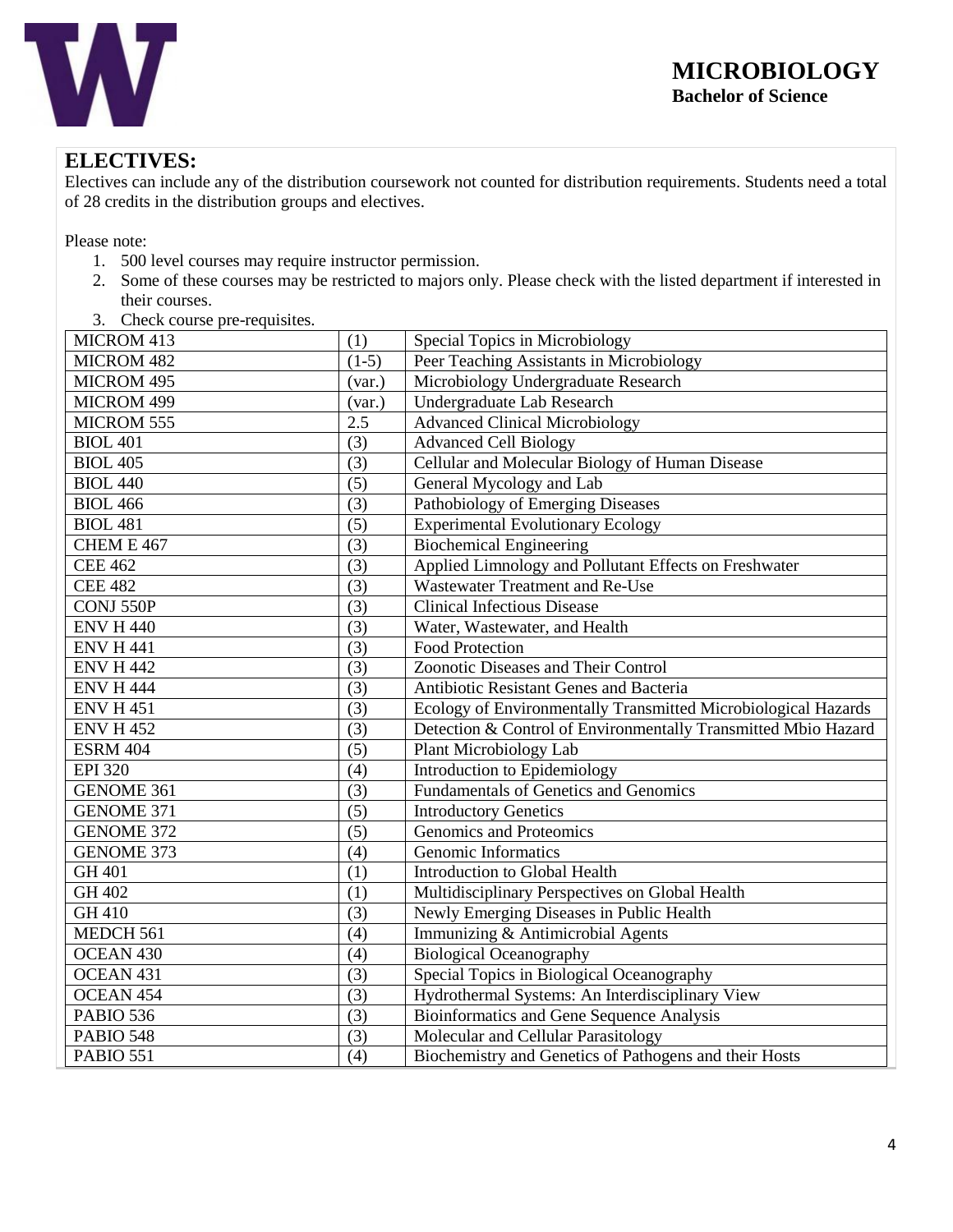# MICROBIOLOGY

**Bachelor of Science**

## ELECTIVES:

Electives can include any of the distribution coursework not counted for distribution requirements. Students need a total of 28 credits in the distribution groups and electives.

Please note:

1. 500 level courses may require instructor permission.
2. Some of these courses may be restricted to majors only. Please check with the listed department if interested in their courses.
3. Check course pre-requisites.

| | | |
|---|---|---|
| MICROM 413 | (1) | Special Topics in Microbiology |
| MICROM 482 | (1-5) | Peer Teaching Assistants in Microbiology |
| MICROM 495 | (var.) | Microbiology Undergraduate Research |
| MICROM 499 | (var.) | Undergraduate Lab Research |
| MICROM 555 | 2.5 | Advanced Clinical Microbiology |
| BIOL 401 | (3) | Advanced Cell Biology |
| BIOL 405 | (3) | Cellular and Molecular Biology of Human Disease |
| BIOL 440 | (5) | General Mycology and Lab |
| BIOL 466 | (3) | Pathobiology of Emerging Diseases |
| BIOL 481 | (5) | Experimental Evolutionary Ecology |
| CHEM E 467 | (3) | Biochemical Engineering |
| CEE 462 | (3) | Applied Limnology and Pollutant Effects on Freshwater |
| CEE 482 | (3) | Wastewater Treatment and Re-Use |
| CONJ 550P | (3) | Clinical Infectious Disease |
| ENV H 440 | (3) | Water, Wastewater, and Health |
| ENV H 441 | (3) | Food Protection |
| ENV H 442 | (3) | Zoonotic Diseases and Their Control |
| ENV H 444 | (3) | Antibiotic Resistant Genes and Bacteria |
| ENV H 451 | (3) | Ecology of Environmentally Transmitted Microbiological Hazards |
| ENV H 452 | (3) | Detection & Control of Environmentally Transmitted Mbio Hazard |
| ESRM 404 | (5) | Plant Microbiology Lab |
| EPI 320 | (4) | Introduction to Epidemiology |
| GENOME 361 | (3) | Fundamentals of Genetics and Genomics |
| GENOME 371 | (5) | Introductory Genetics |
| GENOME 372 | (5) | Genomics and Proteomics |
| GENOME 373 | (4) | Genomic Informatics |
| GH 401 | (1) | Introduction to Global Health |
| GH 402 | (1) | Multidisciplinary Perspectives on Global Health |
| GH 410 | (3) | Newly Emerging Diseases in Public Health |
| MEDCH 561 | (4) | Immunizing & Antimicrobial Agents |
| OCEAN 430 | (4) | Biological Oceanography |
| OCEAN 431 | (3) | Special Topics in Biological Oceanography |
| OCEAN 454 | (3) | Hydrothermal Systems: An Interdisciplinary View |
| PABIO 536 | (3) | Bioinformatics and Gene Sequence Analysis |
| PABIO 548 | (3) | Molecular and Cellular Parasitology |
| PABIO 551 | (4) | Biochemistry and Genetics of Pathogens and their Hosts |